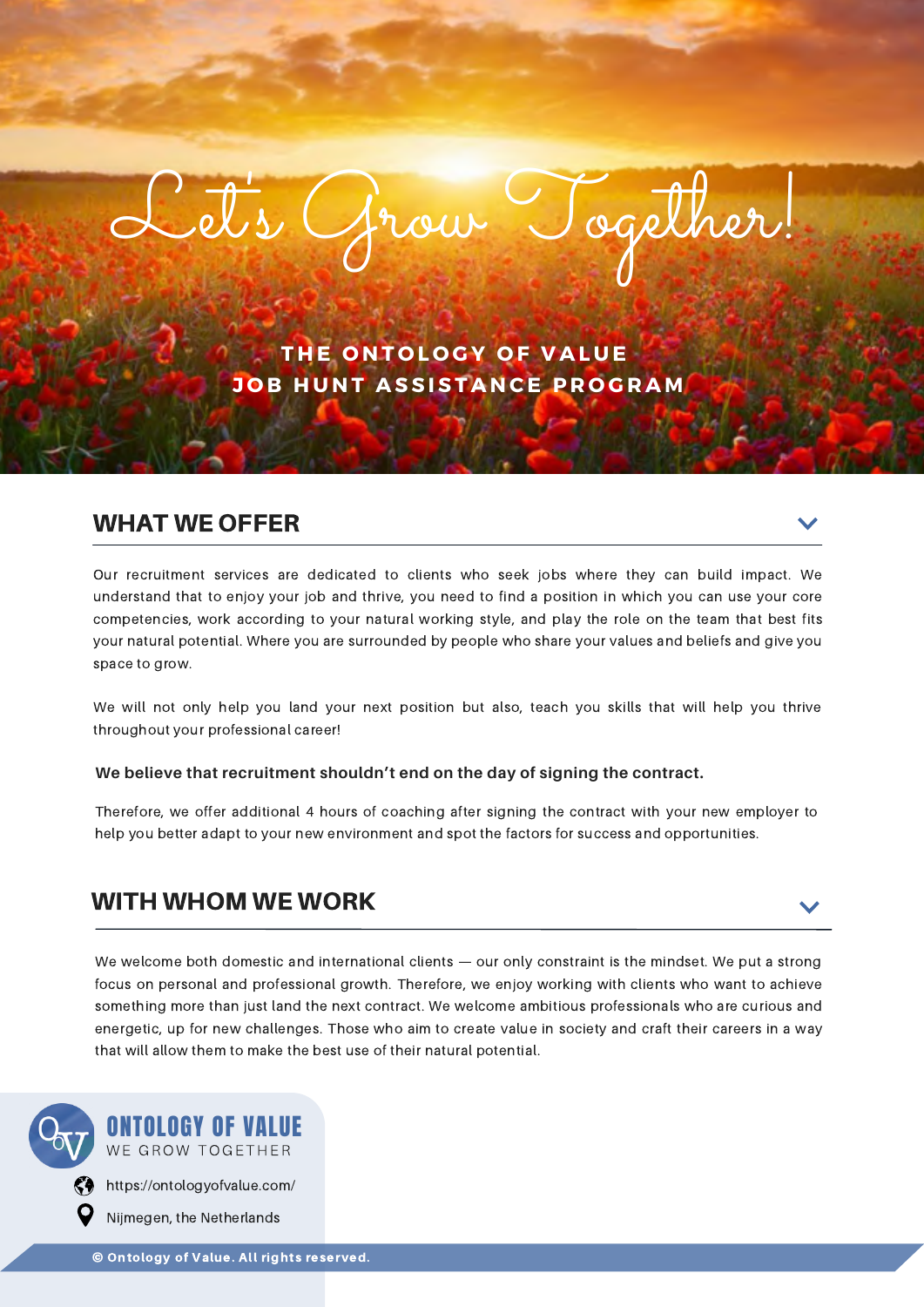# Let's Grow Together!

**THE ONTOLOGY OF VALUE**
**JOB HUNT ASSISTANCE PROGRAM**

## WHAT WE OFFER

Our recruitment services are dedicated to clients who seek jobs where they can build impact. We understand that to enjoy your job and thrive, you need to find a position in which you can use your core competencies, work according to your natural working style, and play the role on the team that best fits your natural potential. Where you are surrounded by people who share your values and beliefs and give you space to grow.

We will not only help you land your next position but also, teach you skills that will help you thrive throughout your professional career!

**We believe that recruitment shouldn't end on the day of signing the contract.**

Therefore, we offer additional 4 hours of coaching after signing the contract with your new employer to help you better adapt to your new environment and spot the factors for success and opportunities.

## WITH WHOM WE WORK

We welcome both domestic and international clients — our only constraint is the mindset. We put a strong focus on personal and professional growth. Therefore, we enjoy working with clients who want to achieve something more than just land the next contract. We welcome ambitious professionals who are curious and energetic, up for new challenges. Those who aim to create value in society and craft their careers in a way that will allow them to make the best use of their natural potential.

**ONTOLOGY OF VALUE**
WE GROW TOGETHER

https://ontologyofvalue.com/

Nijmegen, the Netherlands

© Ontology of Value. All rights reserved.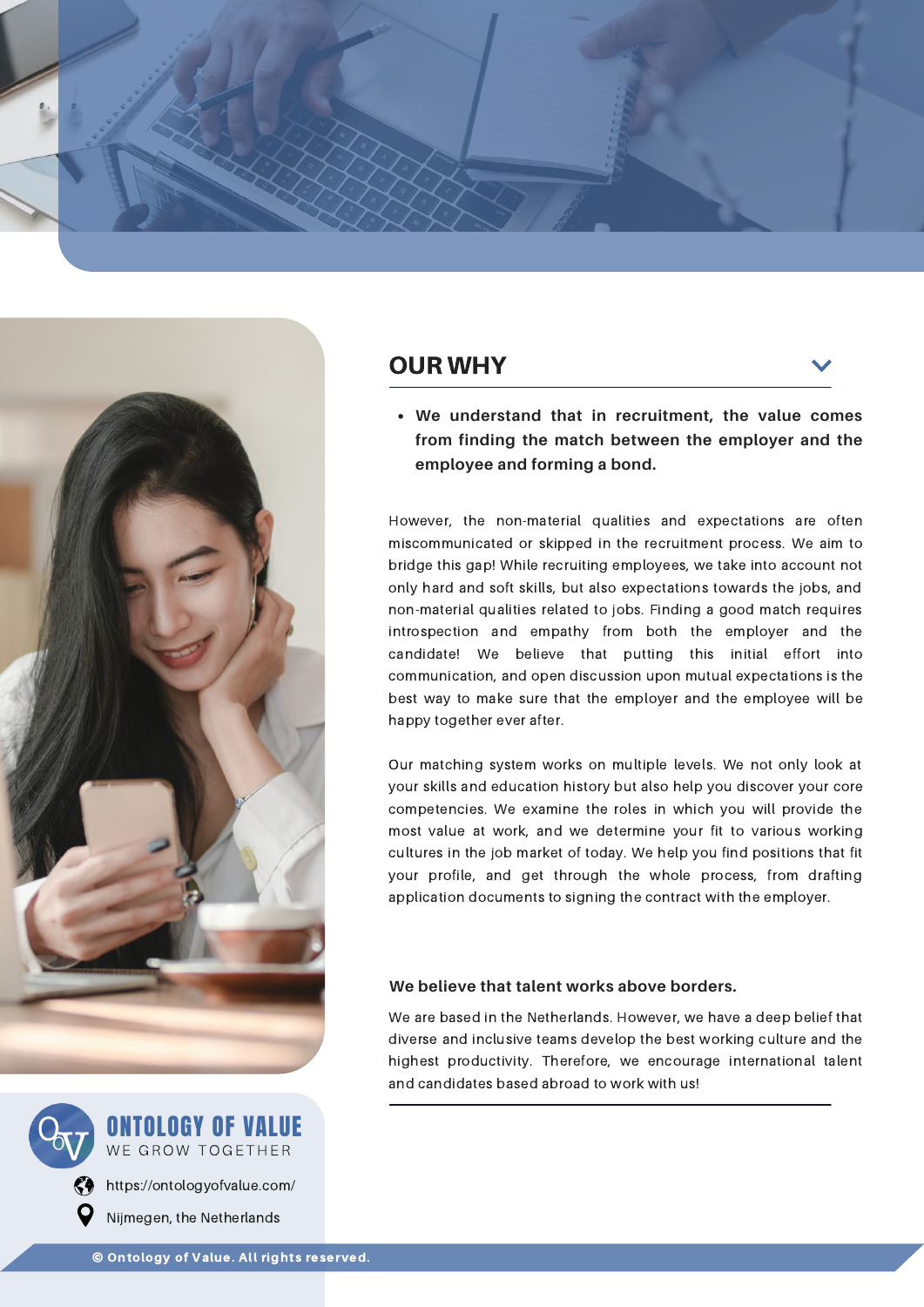## OUR WHY

- **We understand that in recruitment, the value comes from finding the match between the employer and the employee and forming a bond.**

However, the non-material qualities and expectations are often miscommunicated or skipped in the recruitment process. We aim to bridge this gap! While recruiting employees, we take into account not only hard and soft skills, but also expectations towards the jobs, and non-material qualities related to jobs. Finding a good match requires introspection and empathy from both the employer and the candidate! We believe that putting this initial effort into communication, and open discussion upon mutual expectations is the best way to make sure that the employer and the employee will be happy together ever after.

Our matching system works on multiple levels. We not only look at your skills and education history but also help you discover your core competencies. We examine the roles in which you will provide the most value at work, and we determine your fit to various working cultures in the job market of today. We help you find positions that fit your profile, and get through the whole process, from drafting application documents to signing the contract with the employer.

**We believe that talent works above borders.**

We are based in the Netherlands. However, we have a deep belief that diverse and inclusive teams develop the best working culture and the highest productivity. Therefore, we encourage international talent and candidates based abroad to work with us!

**ONTOLOGY OF VALUE**
WE GROW TOGETHER

https://ontologyofvalue.com/

Nijmegen, the Netherlands

© Ontology of Value. All rights reserved.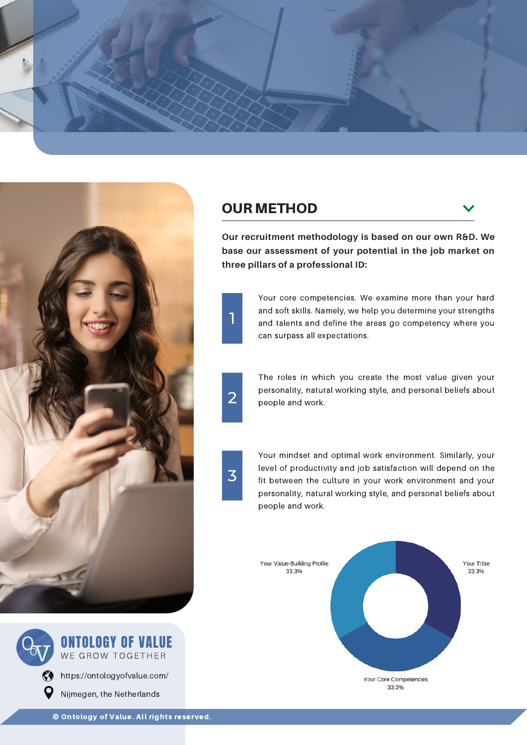## OUR METHOD

**Our recruitment methodology is based on our own R&D. We base our assessment of your potential in the job market on three pillars of a professional ID:**

1. Your core competencies. We examine more than your hard and soft skills. Namely, we help you determine your strengths and talents and define the areas go competency where you can surpass all expectations.

2. The roles in which you create the most value given your personality, natural working style, and personal beliefs about people and work.

3. Your mindset and optimal work environment. Similarly, your level of productivity and job satisfaction will depend on the fit between the culture in your work environment and your personality, natural working style, and personal beliefs about people and work.

Your Value-Building Profile
33.3%

Your Tribe
33.3%

Your Core Competencies
33.3%

**ONTOLOGY OF VALUE**
WE GROW TOGETHER

https://ontologyofvalue.com/

Nijmegen, the Netherlands

© Ontology of Value. All rights reserved.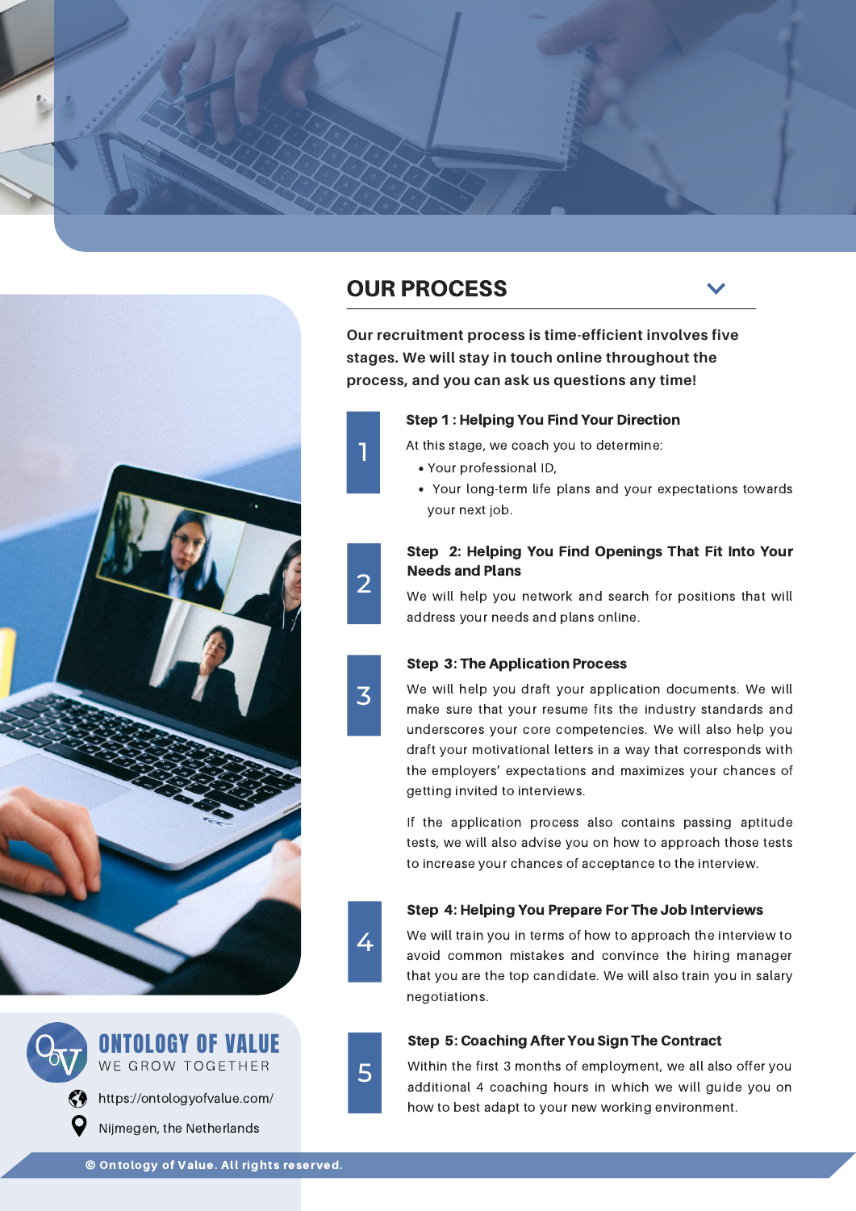## OUR PROCESS

**Our recruitment process is time-efficient involves five stages. We will stay in touch online throughout the process, and you can ask us questions any time!**

### 1 — Step 1 : Helping You Find Your Direction

At this stage, we coach you to determine:

- Your professional ID,
- Your long-term life plans and your expectations towards your next job.

### 2 — Step 2: Helping You Find Openings That Fit Into Your Needs and Plans

We will help you network and search for positions that will address your needs and plans online.

### 3 — Step 3: The Application Process

We will help you draft your application documents. We will make sure that your resume fits the industry standards and underscores your core competencies. We will also help you draft your motivational letters in a way that corresponds with the employers' expectations and maximizes your chances of getting invited to interviews.

If the application process also contains passing aptitude tests, we will also advise you on how to approach those tests to increase your chances of acceptance to the interview.

### 4 — Step 4: Helping You Prepare For The Job Interviews

We will train you in terms of how to approach the interview to avoid common mistakes and convince the hiring manager that you are the top candidate. We will also train you in salary negotiations.

### 5 — Step 5: Coaching After You Sign The Contract

Within the first 3 months of employment, we all also offer you additional 4 coaching hours in which we will guide you on how to best adapt to your new working environment.

**ONTOLOGY OF VALUE**
WE GROW TOGETHER

https://ontologyofvalue.com/

Nijmegen, the Netherlands

© Ontology of Value. All rights reserved.